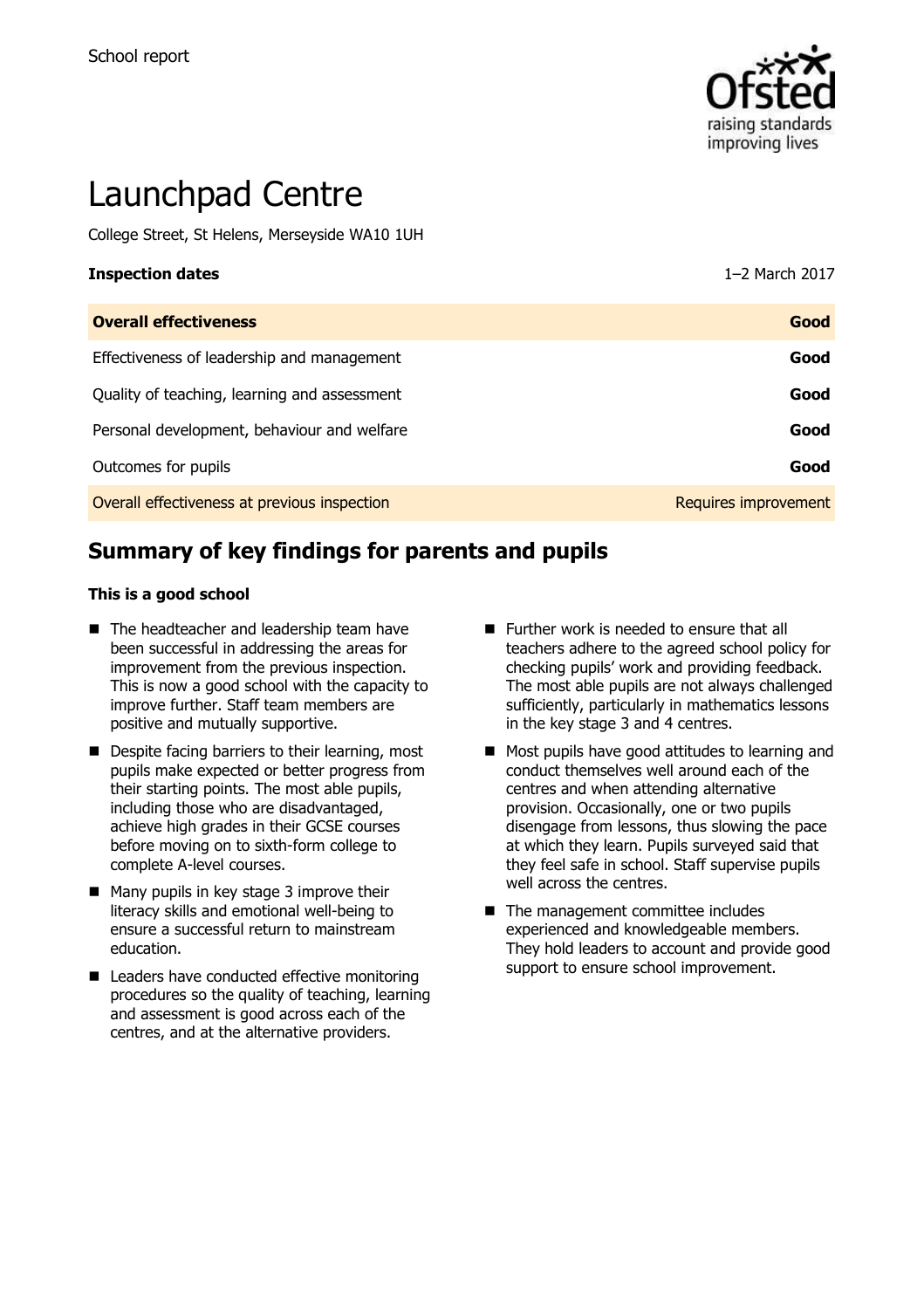School report

# Launchpad Centre

College Street, St Helens, Merseyside WA10 1UH

| **Inspection dates** | 1–2 March 2017 |
| --- | --- |
| **Overall effectiveness** | **Good** |
| Effectiveness of leadership and management | **Good** |
| Quality of teaching, learning and assessment | **Good** |
| Personal development, behaviour and welfare | **Good** |
| Outcomes for pupils | **Good** |
| Overall effectiveness at previous inspection | Requires improvement |

## Summary of key findings for parents and pupils

**This is a good school**

- The headteacher and leadership team have been successful in addressing the areas for improvement from the previous inspection. This is now a good school with the capacity to improve further. Staff team members are positive and mutually supportive.
- Despite facing barriers to their learning, most pupils make expected or better progress from their starting points. The most able pupils, including those who are disadvantaged, achieve high grades in their GCSE courses before moving on to sixth-form college to complete A-level courses.
- Many pupils in key stage 3 improve their literacy skills and emotional well-being to ensure a successful return to mainstream education.
- Leaders have conducted effective monitoring procedures so the quality of teaching, learning and assessment is good across each of the centres, and at the alternative providers.
- Further work is needed to ensure that all teachers adhere to the agreed school policy for checking pupils' work and providing feedback. The most able pupils are not always challenged sufficiently, particularly in mathematics lessons in the key stage 3 and 4 centres.
- Most pupils have good attitudes to learning and conduct themselves well around each of the centres and when attending alternative provision. Occasionally, one or two pupils disengage from lessons, thus slowing the pace at which they learn. Pupils surveyed said that they feel safe in school. Staff supervise pupils well across the centres.
- The management committee includes experienced and knowledgeable members. They hold leaders to account and provide good support to ensure school improvement.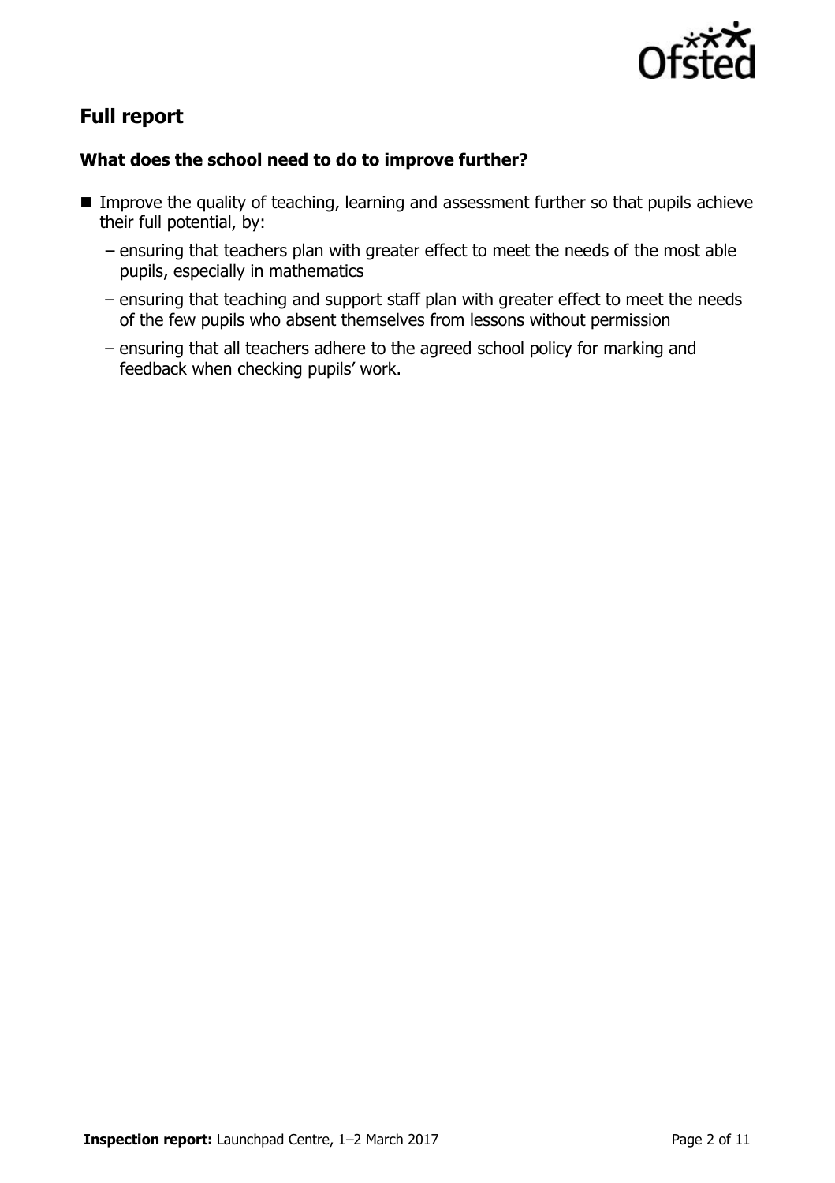## Full report

### What does the school need to do to improve further?

- Improve the quality of teaching, learning and assessment further so that pupils achieve their full potential, by:
  - ensuring that teachers plan with greater effect to meet the needs of the most able pupils, especially in mathematics
  - ensuring that teaching and support staff plan with greater effect to meet the needs of the few pupils who absent themselves from lessons without permission
  - ensuring that all teachers adhere to the agreed school policy for marking and feedback when checking pupils' work.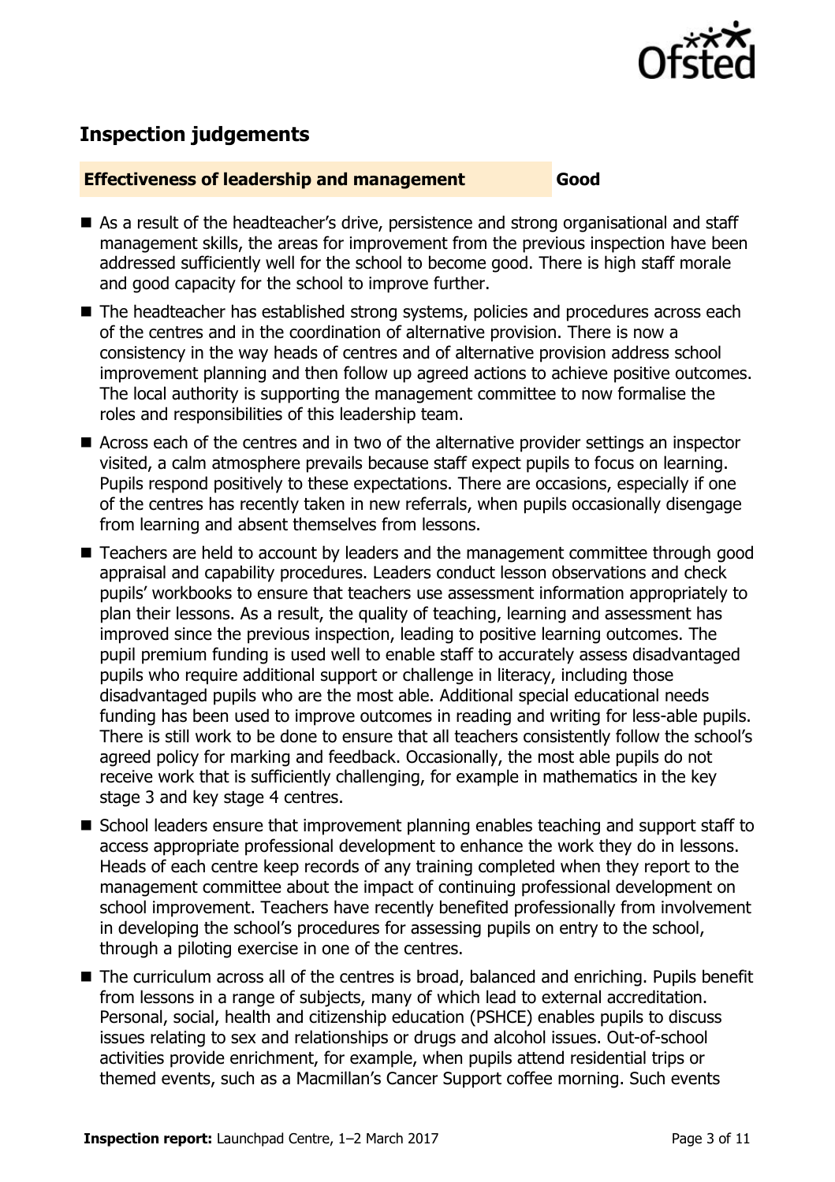## Inspection judgements

| **Effectiveness of leadership and management** | **Good** |
| --- | --- |

- As a result of the headteacher's drive, persistence and strong organisational and staff management skills, the areas for improvement from the previous inspection have been addressed sufficiently well for the school to become good. There is high staff morale and good capacity for the school to improve further.
- The headteacher has established strong systems, policies and procedures across each of the centres and in the coordination of alternative provision. There is now a consistency in the way heads of centres and of alternative provision address school improvement planning and then follow up agreed actions to achieve positive outcomes. The local authority is supporting the management committee to now formalise the roles and responsibilities of this leadership team.
- Across each of the centres and in two of the alternative provider settings an inspector visited, a calm atmosphere prevails because staff expect pupils to focus on learning. Pupils respond positively to these expectations. There are occasions, especially if one of the centres has recently taken in new referrals, when pupils occasionally disengage from learning and absent themselves from lessons.
- Teachers are held to account by leaders and the management committee through good appraisal and capability procedures. Leaders conduct lesson observations and check pupils' workbooks to ensure that teachers use assessment information appropriately to plan their lessons. As a result, the quality of teaching, learning and assessment has improved since the previous inspection, leading to positive learning outcomes. The pupil premium funding is used well to enable staff to accurately assess disadvantaged pupils who require additional support or challenge in literacy, including those disadvantaged pupils who are the most able. Additional special educational needs funding has been used to improve outcomes in reading and writing for less-able pupils. There is still work to be done to ensure that all teachers consistently follow the school's agreed policy for marking and feedback. Occasionally, the most able pupils do not receive work that is sufficiently challenging, for example in mathematics in the key stage 3 and key stage 4 centres.
- School leaders ensure that improvement planning enables teaching and support staff to access appropriate professional development to enhance the work they do in lessons. Heads of each centre keep records of any training completed when they report to the management committee about the impact of continuing professional development on school improvement. Teachers have recently benefited professionally from involvement in developing the school's procedures for assessing pupils on entry to the school, through a piloting exercise in one of the centres.
- The curriculum across all of the centres is broad, balanced and enriching. Pupils benefit from lessons in a range of subjects, many of which lead to external accreditation. Personal, social, health and citizenship education (PSHCE) enables pupils to discuss issues relating to sex and relationships or drugs and alcohol issues. Out-of-school activities provide enrichment, for example, when pupils attend residential trips or themed events, such as a Macmillan's Cancer Support coffee morning. Such events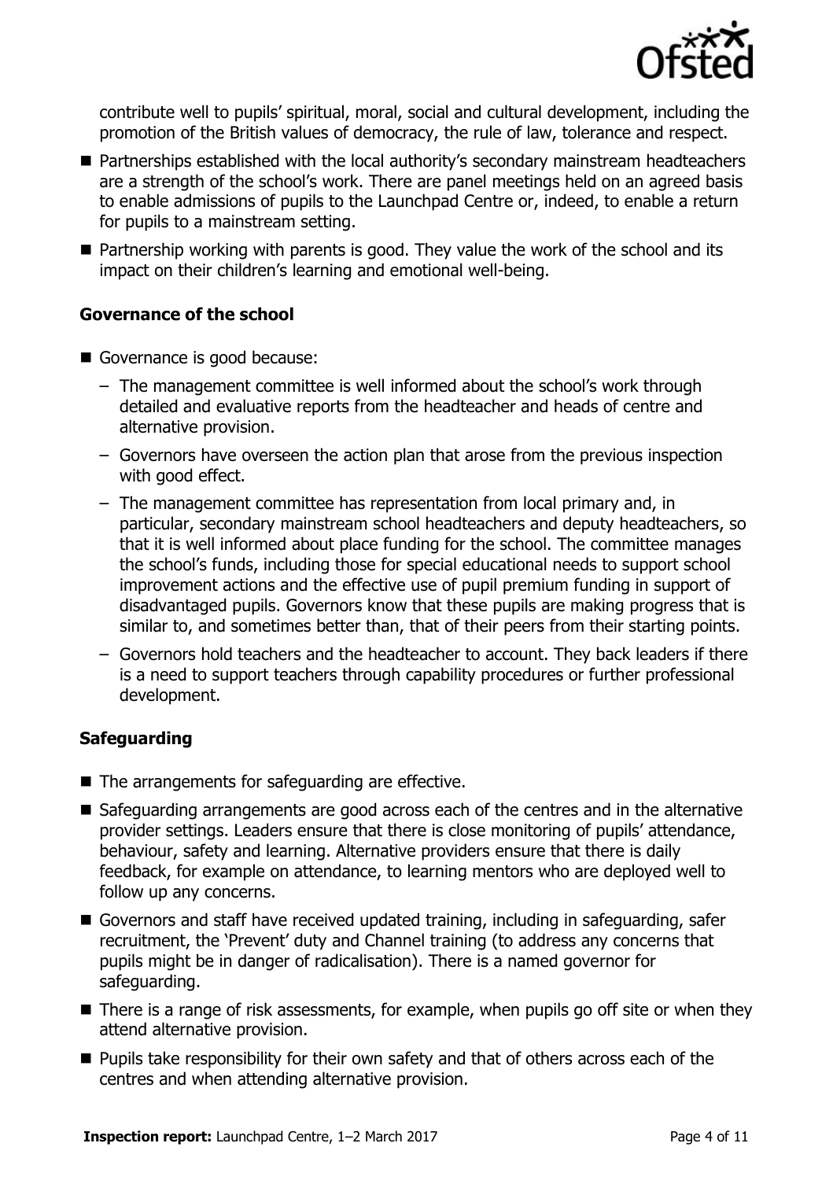contribute well to pupils' spiritual, moral, social and cultural development, including the promotion of the British values of democracy, the rule of law, tolerance and respect.

- Partnerships established with the local authority's secondary mainstream headteachers are a strength of the school's work. There are panel meetings held on an agreed basis to enable admissions of pupils to the Launchpad Centre or, indeed, to enable a return for pupils to a mainstream setting.
- Partnership working with parents is good. They value the work of the school and its impact on their children's learning and emotional well-being.

### Governance of the school

- Governance is good because:
  - The management committee is well informed about the school's work through detailed and evaluative reports from the headteacher and heads of centre and alternative provision.
  - Governors have overseen the action plan that arose from the previous inspection with good effect.
  - The management committee has representation from local primary and, in particular, secondary mainstream school headteachers and deputy headteachers, so that it is well informed about place funding for the school. The committee manages the school's funds, including those for special educational needs to support school improvement actions and the effective use of pupil premium funding in support of disadvantaged pupils. Governors know that these pupils are making progress that is similar to, and sometimes better than, that of their peers from their starting points.
  - Governors hold teachers and the headteacher to account. They back leaders if there is a need to support teachers through capability procedures or further professional development.

### Safeguarding

- The arrangements for safeguarding are effective.
- Safeguarding arrangements are good across each of the centres and in the alternative provider settings. Leaders ensure that there is close monitoring of pupils' attendance, behaviour, safety and learning. Alternative providers ensure that there is daily feedback, for example on attendance, to learning mentors who are deployed well to follow up any concerns.
- Governors and staff have received updated training, including in safeguarding, safer recruitment, the 'Prevent' duty and Channel training (to address any concerns that pupils might be in danger of radicalisation). There is a named governor for safeguarding.
- There is a range of risk assessments, for example, when pupils go off site or when they attend alternative provision.
- Pupils take responsibility for their own safety and that of others across each of the centres and when attending alternative provision.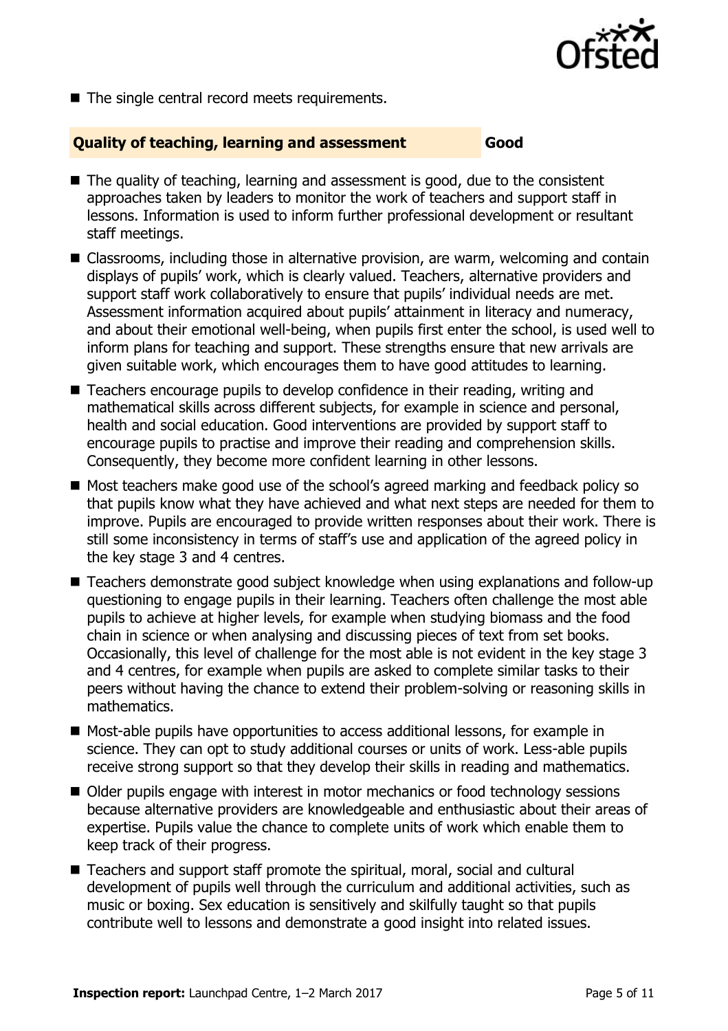- The single central record meets requirements.

## Quality of teaching, learning and assessment — Good

- The quality of teaching, learning and assessment is good, due to the consistent approaches taken by leaders to monitor the work of teachers and support staff in lessons. Information is used to inform further professional development or resultant staff meetings.
- Classrooms, including those in alternative provision, are warm, welcoming and contain displays of pupils' work, which is clearly valued. Teachers, alternative providers and support staff work collaboratively to ensure that pupils' individual needs are met. Assessment information acquired about pupils' attainment in literacy and numeracy, and about their emotional well-being, when pupils first enter the school, is used well to inform plans for teaching and support. These strengths ensure that new arrivals are given suitable work, which encourages them to have good attitudes to learning.
- Teachers encourage pupils to develop confidence in their reading, writing and mathematical skills across different subjects, for example in science and personal, health and social education. Good interventions are provided by support staff to encourage pupils to practise and improve their reading and comprehension skills. Consequently, they become more confident learning in other lessons.
- Most teachers make good use of the school's agreed marking and feedback policy so that pupils know what they have achieved and what next steps are needed for them to improve. Pupils are encouraged to provide written responses about their work. There is still some inconsistency in terms of staff's use and application of the agreed policy in the key stage 3 and 4 centres.
- Teachers demonstrate good subject knowledge when using explanations and follow-up questioning to engage pupils in their learning. Teachers often challenge the most able pupils to achieve at higher levels, for example when studying biomass and the food chain in science or when analysing and discussing pieces of text from set books. Occasionally, this level of challenge for the most able is not evident in the key stage 3 and 4 centres, for example when pupils are asked to complete similar tasks to their peers without having the chance to extend their problem-solving or reasoning skills in mathematics.
- Most-able pupils have opportunities to access additional lessons, for example in science. They can opt to study additional courses or units of work. Less-able pupils receive strong support so that they develop their skills in reading and mathematics.
- Older pupils engage with interest in motor mechanics or food technology sessions because alternative providers are knowledgeable and enthusiastic about their areas of expertise. Pupils value the chance to complete units of work which enable them to keep track of their progress.
- Teachers and support staff promote the spiritual, moral, social and cultural development of pupils well through the curriculum and additional activities, such as music or boxing. Sex education is sensitively and skilfully taught so that pupils contribute well to lessons and demonstrate a good insight into related issues.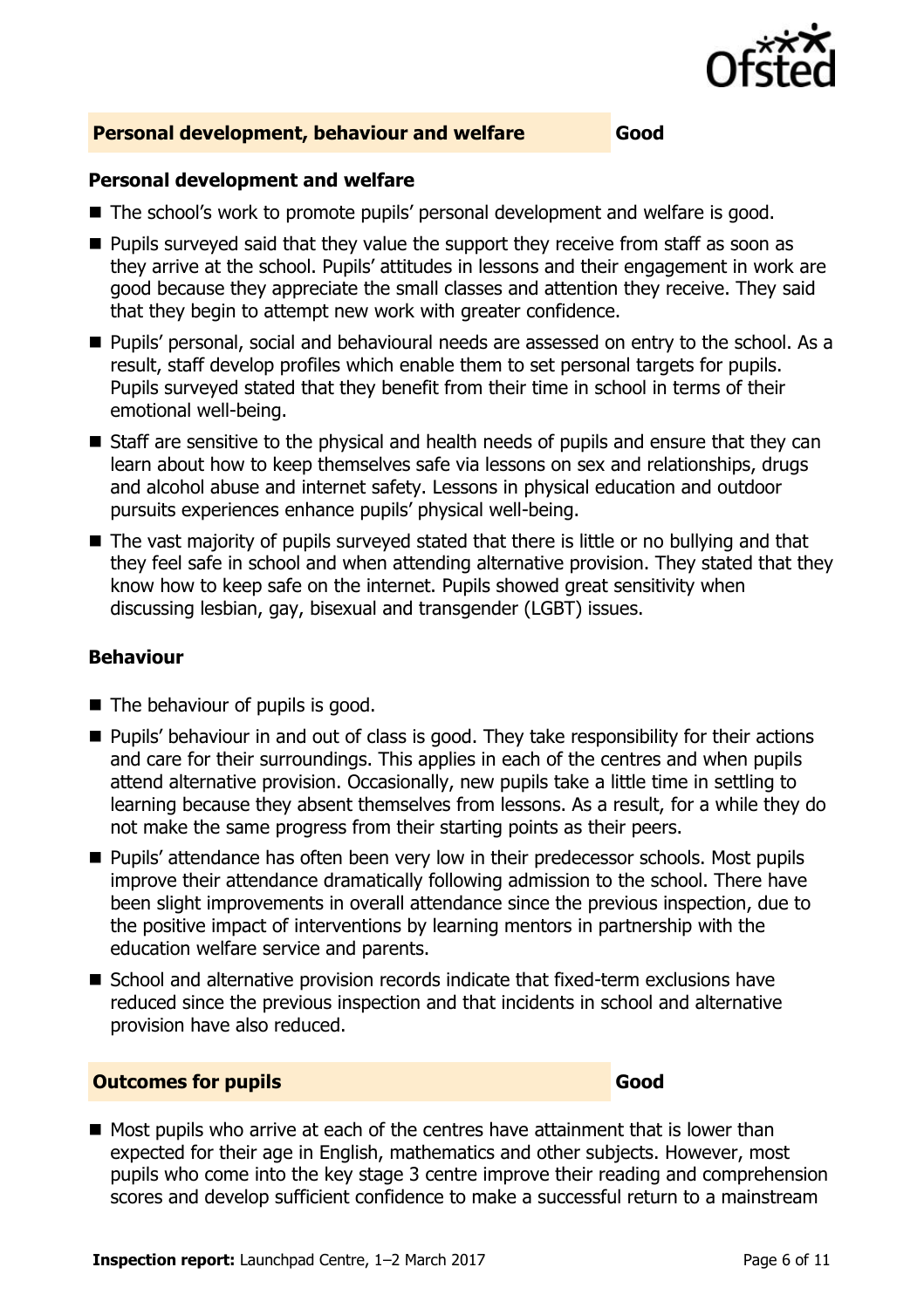## Personal development, behaviour and welfare — Good

### Personal development and welfare

- The school's work to promote pupils' personal development and welfare is good.
- Pupils surveyed said that they value the support they receive from staff as soon as they arrive at the school. Pupils' attitudes in lessons and their engagement in work are good because they appreciate the small classes and attention they receive. They said that they begin to attempt new work with greater confidence.
- Pupils' personal, social and behavioural needs are assessed on entry to the school. As a result, staff develop profiles which enable them to set personal targets for pupils. Pupils surveyed stated that they benefit from their time in school in terms of their emotional well-being.
- Staff are sensitive to the physical and health needs of pupils and ensure that they can learn about how to keep themselves safe via lessons on sex and relationships, drugs and alcohol abuse and internet safety. Lessons in physical education and outdoor pursuits experiences enhance pupils' physical well-being.
- The vast majority of pupils surveyed stated that there is little or no bullying and that they feel safe in school and when attending alternative provision. They stated that they know how to keep safe on the internet. Pupils showed great sensitivity when discussing lesbian, gay, bisexual and transgender (LGBT) issues.

### Behaviour

- The behaviour of pupils is good.
- Pupils' behaviour in and out of class is good. They take responsibility for their actions and care for their surroundings. This applies in each of the centres and when pupils attend alternative provision. Occasionally, new pupils take a little time in settling to learning because they absent themselves from lessons. As a result, for a while they do not make the same progress from their starting points as their peers.
- Pupils' attendance has often been very low in their predecessor schools. Most pupils improve their attendance dramatically following admission to the school. There have been slight improvements in overall attendance since the previous inspection, due to the positive impact of interventions by learning mentors in partnership with the education welfare service and parents.
- School and alternative provision records indicate that fixed-term exclusions have reduced since the previous inspection and that incidents in school and alternative provision have also reduced.

## Outcomes for pupils — Good

- Most pupils who arrive at each of the centres have attainment that is lower than expected for their age in English, mathematics and other subjects. However, most pupils who come into the key stage 3 centre improve their reading and comprehension scores and develop sufficient confidence to make a successful return to a mainstream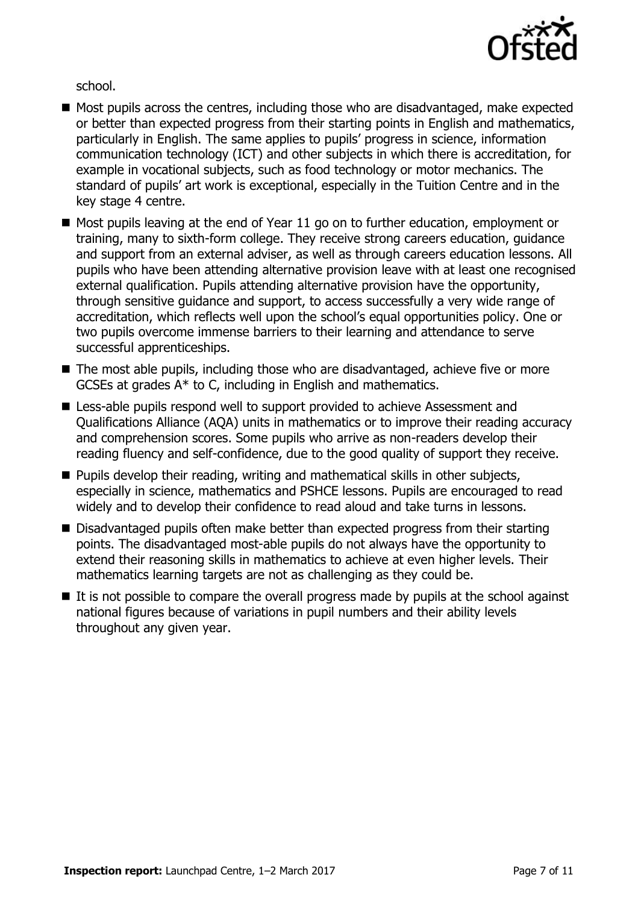school.

- Most pupils across the centres, including those who are disadvantaged, make expected or better than expected progress from their starting points in English and mathematics, particularly in English. The same applies to pupils' progress in science, information communication technology (ICT) and other subjects in which there is accreditation, for example in vocational subjects, such as food technology or motor mechanics. The standard of pupils' art work is exceptional, especially in the Tuition Centre and in the key stage 4 centre.
- Most pupils leaving at the end of Year 11 go on to further education, employment or training, many to sixth-form college. They receive strong careers education, guidance and support from an external adviser, as well as through careers education lessons. All pupils who have been attending alternative provision leave with at least one recognised external qualification. Pupils attending alternative provision have the opportunity, through sensitive guidance and support, to access successfully a very wide range of accreditation, which reflects well upon the school's equal opportunities policy. One or two pupils overcome immense barriers to their learning and attendance to serve successful apprenticeships.
- The most able pupils, including those who are disadvantaged, achieve five or more GCSEs at grades A* to C, including in English and mathematics.
- Less-able pupils respond well to support provided to achieve Assessment and Qualifications Alliance (AQA) units in mathematics or to improve their reading accuracy and comprehension scores. Some pupils who arrive as non-readers develop their reading fluency and self-confidence, due to the good quality of support they receive.
- Pupils develop their reading, writing and mathematical skills in other subjects, especially in science, mathematics and PSHCE lessons. Pupils are encouraged to read widely and to develop their confidence to read aloud and take turns in lessons.
- Disadvantaged pupils often make better than expected progress from their starting points. The disadvantaged most-able pupils do not always have the opportunity to extend their reasoning skills in mathematics to achieve at even higher levels. Their mathematics learning targets are not as challenging as they could be.
- It is not possible to compare the overall progress made by pupils at the school against national figures because of variations in pupil numbers and their ability levels throughout any given year.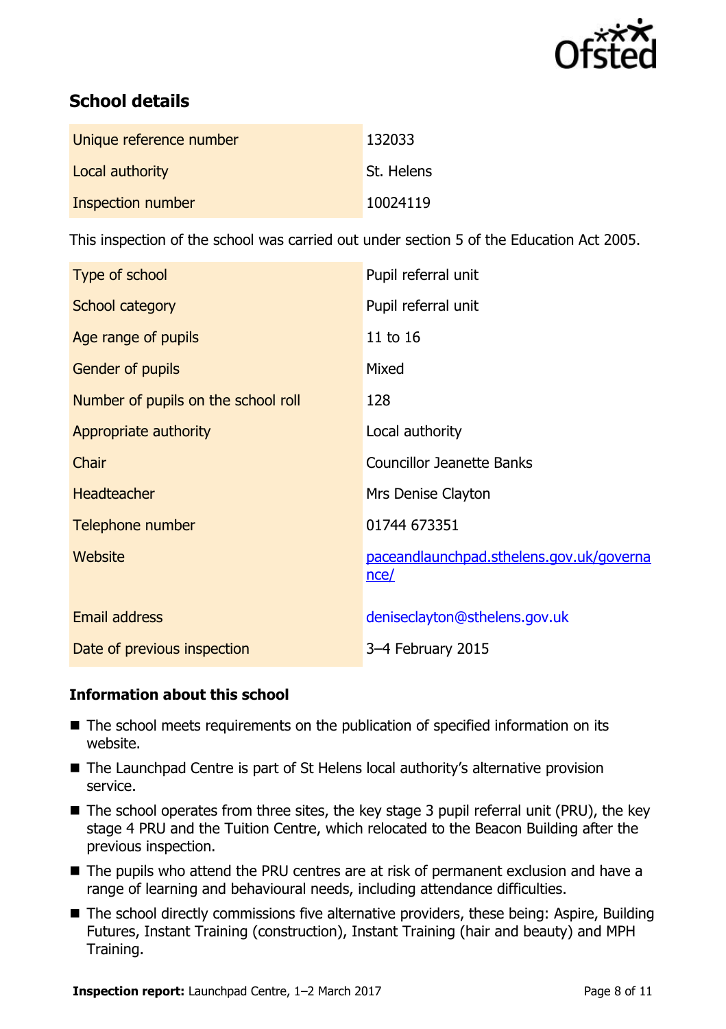## School details

| | |
|---|---|
| Unique reference number | 132033 |
| Local authority | St. Helens |
| Inspection number | 10024119 |

This inspection of the school was carried out under section 5 of the Education Act 2005.

| | |
|---|---|
| Type of school | Pupil referral unit |
| School category | Pupil referral unit |
| Age range of pupils | 11 to 16 |
| Gender of pupils | Mixed |
| Number of pupils on the school roll | 128 |
| Appropriate authority | Local authority |
| Chair | Councillor Jeanette Banks |
| Headteacher | Mrs Denise Clayton |
| Telephone number | 01744 673351 |
| Website | paceandlaunchpad.sthelens.gov.uk/governance/ |
| Email address | deniseclayton@sthelens.gov.uk |
| Date of previous inspection | 3–4 February 2015 |

### Information about this school

- The school meets requirements on the publication of specified information on its website.
- The Launchpad Centre is part of St Helens local authority's alternative provision service.
- The school operates from three sites, the key stage 3 pupil referral unit (PRU), the key stage 4 PRU and the Tuition Centre, which relocated to the Beacon Building after the previous inspection.
- The pupils who attend the PRU centres are at risk of permanent exclusion and have a range of learning and behavioural needs, including attendance difficulties.
- The school directly commissions five alternative providers, these being: Aspire, Building Futures, Instant Training (construction), Instant Training (hair and beauty) and MPH Training.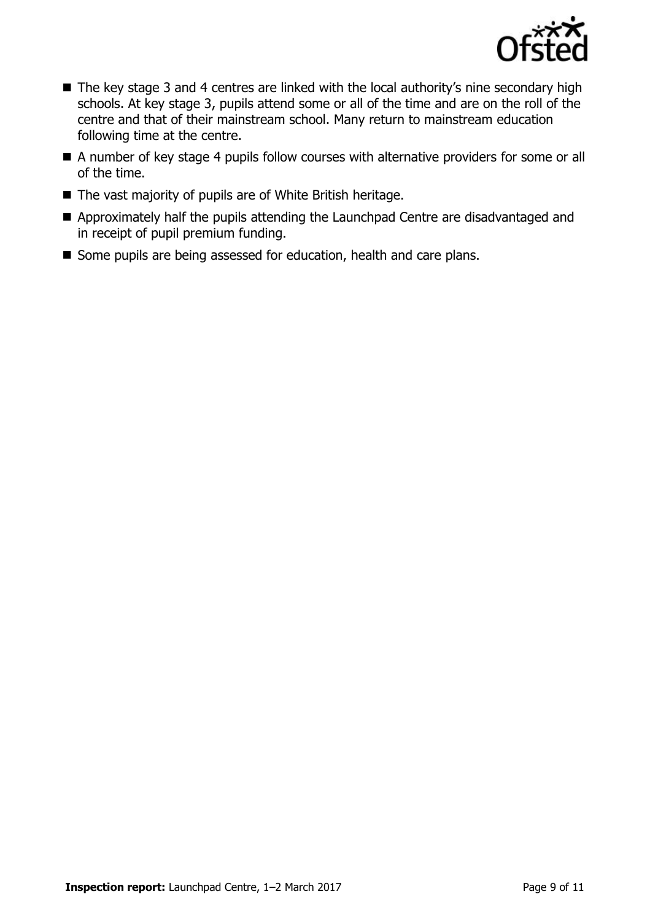- The key stage 3 and 4 centres are linked with the local authority's nine secondary high schools. At key stage 3, pupils attend some or all of the time and are on the roll of the centre and that of their mainstream school. Many return to mainstream education following time at the centre.
- A number of key stage 4 pupils follow courses with alternative providers for some or all of the time.
- The vast majority of pupils are of White British heritage.
- Approximately half the pupils attending the Launchpad Centre are disadvantaged and in receipt of pupil premium funding.
- Some pupils are being assessed for education, health and care plans.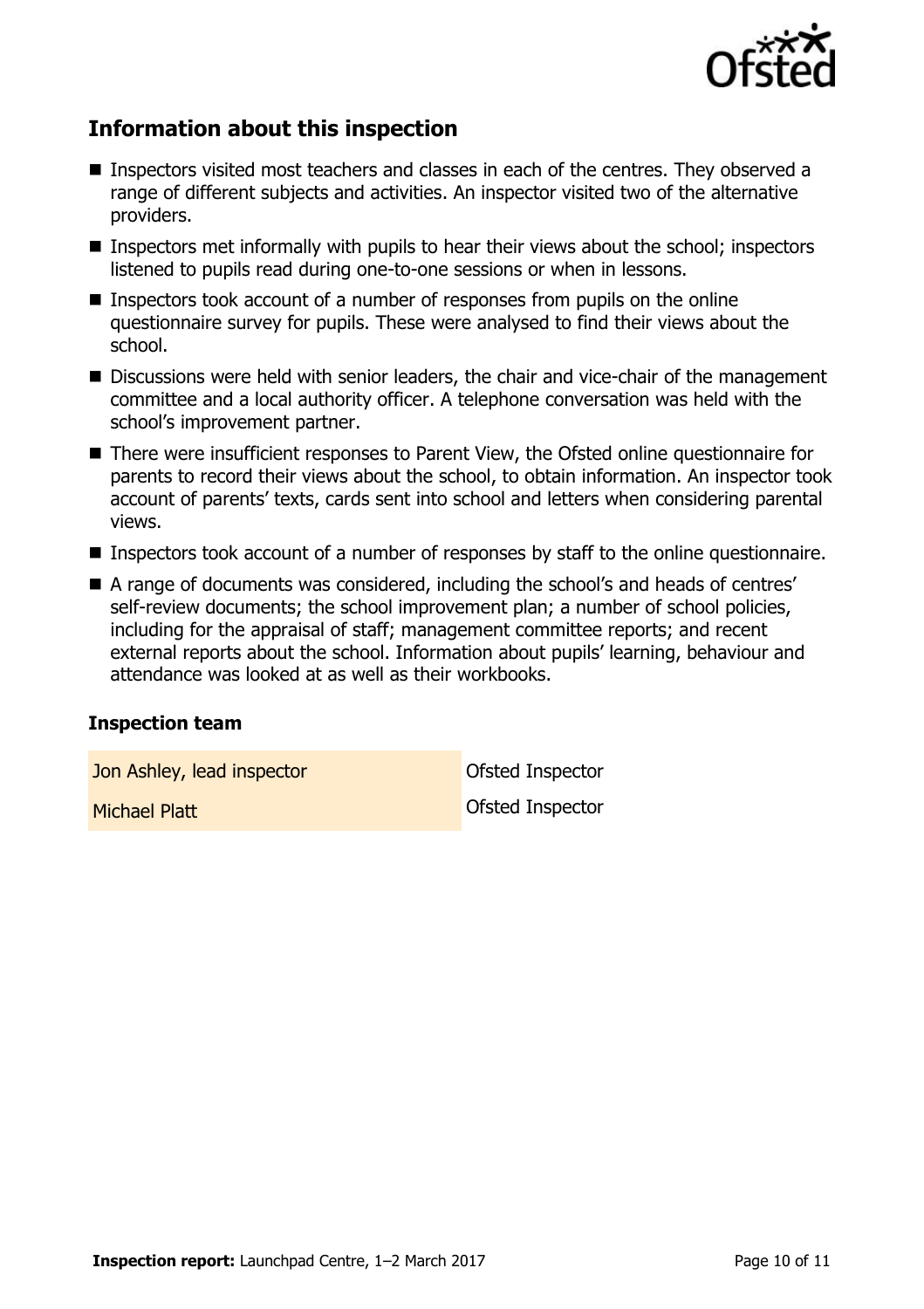## Information about this inspection

- Inspectors visited most teachers and classes in each of the centres. They observed a range of different subjects and activities. An inspector visited two of the alternative providers.
- Inspectors met informally with pupils to hear their views about the school; inspectors listened to pupils read during one-to-one sessions or when in lessons.
- Inspectors took account of a number of responses from pupils on the online questionnaire survey for pupils. These were analysed to find their views about the school.
- Discussions were held with senior leaders, the chair and vice-chair of the management committee and a local authority officer. A telephone conversation was held with the school's improvement partner.
- There were insufficient responses to Parent View, the Ofsted online questionnaire for parents to record their views about the school, to obtain information. An inspector took account of parents' texts, cards sent into school and letters when considering parental views.
- Inspectors took account of a number of responses by staff to the online questionnaire.
- A range of documents was considered, including the school's and heads of centres' self-review documents; the school improvement plan; a number of school policies, including for the appraisal of staff; management committee reports; and recent external reports about the school. Information about pupils' learning, behaviour and attendance was looked at as well as their workbooks.

### Inspection team

| | |
|---|---|
| Jon Ashley, lead inspector | Ofsted Inspector |
| Michael Platt | Ofsted Inspector |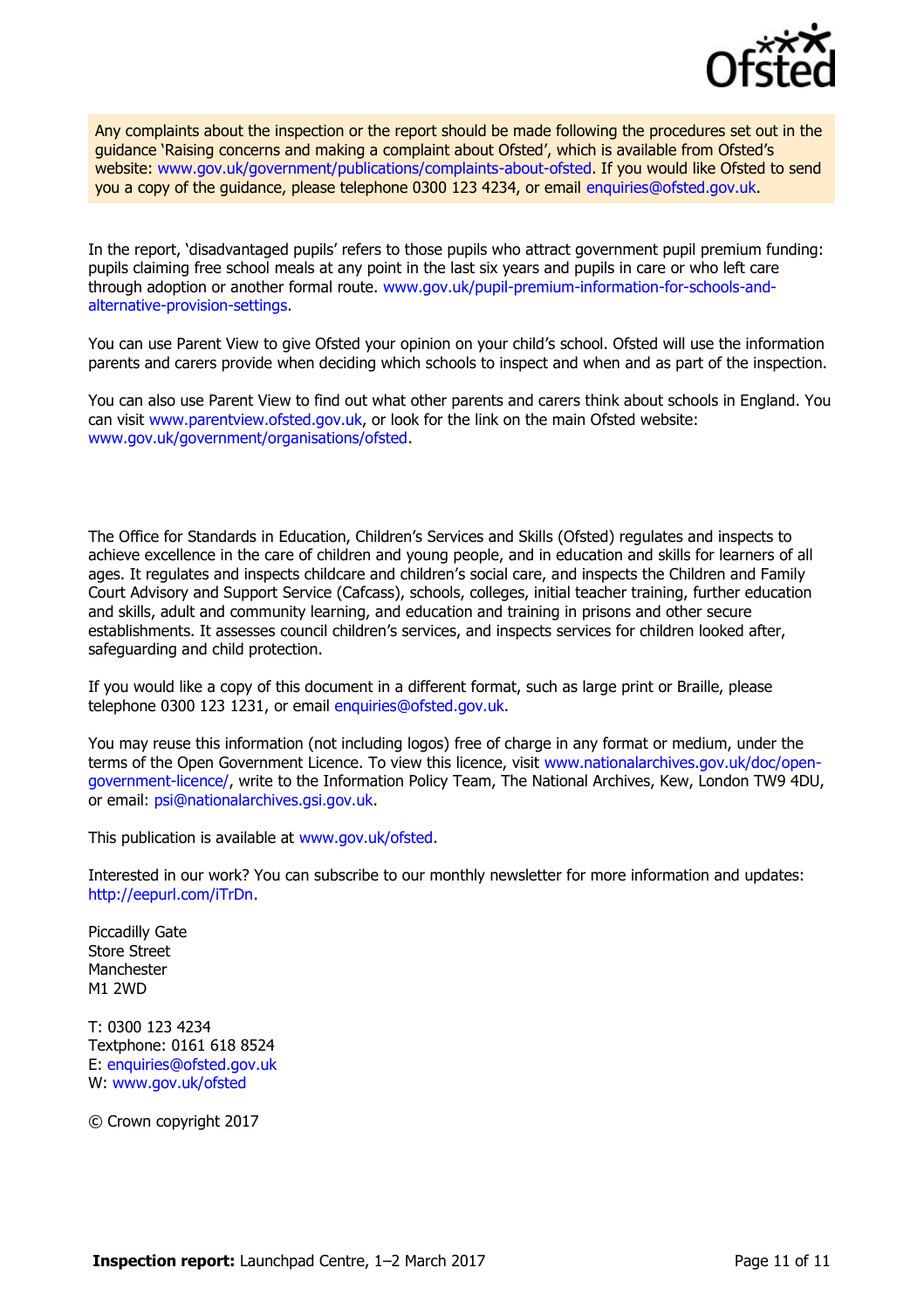Any complaints about the inspection or the report should be made following the procedures set out in the guidance 'Raising concerns and making a complaint about Ofsted', which is available from Ofsted's website: www.gov.uk/government/publications/complaints-about-ofsted. If you would like Ofsted to send you a copy of the guidance, please telephone 0300 123 4234, or email enquiries@ofsted.gov.uk.

In the report, 'disadvantaged pupils' refers to those pupils who attract government pupil premium funding: pupils claiming free school meals at any point in the last six years and pupils in care or who left care through adoption or another formal route. www.gov.uk/pupil-premium-information-for-schools-and-alternative-provision-settings.

You can use Parent View to give Ofsted your opinion on your child's school. Ofsted will use the information parents and carers provide when deciding which schools to inspect and when and as part of the inspection.

You can also use Parent View to find out what other parents and carers think about schools in England. You can visit www.parentview.ofsted.gov.uk, or look for the link on the main Ofsted website: www.gov.uk/government/organisations/ofsted.

The Office for Standards in Education, Children's Services and Skills (Ofsted) regulates and inspects to achieve excellence in the care of children and young people, and in education and skills for learners of all ages. It regulates and inspects childcare and children's social care, and inspects the Children and Family Court Advisory and Support Service (Cafcass), schools, colleges, initial teacher training, further education and skills, adult and community learning, and education and training in prisons and other secure establishments. It assesses council children's services, and inspects services for children looked after, safeguarding and child protection.

If you would like a copy of this document in a different format, such as large print or Braille, please telephone 0300 123 1231, or email enquiries@ofsted.gov.uk.

You may reuse this information (not including logos) free of charge in any format or medium, under the terms of the Open Government Licence. To view this licence, visit www.nationalarchives.gov.uk/doc/open-government-licence/, write to the Information Policy Team, The National Archives, Kew, London TW9 4DU, or email: psi@nationalarchives.gsi.gov.uk.

This publication is available at www.gov.uk/ofsted.

Interested in our work? You can subscribe to our monthly newsletter for more information and updates: http://eepurl.com/iTrDn.

Piccadilly Gate
Store Street
Manchester
M1 2WD

T: 0300 123 4234
Textphone: 0161 618 8524
E: enquiries@ofsted.gov.uk
W: www.gov.uk/ofsted

© Crown copyright 2017